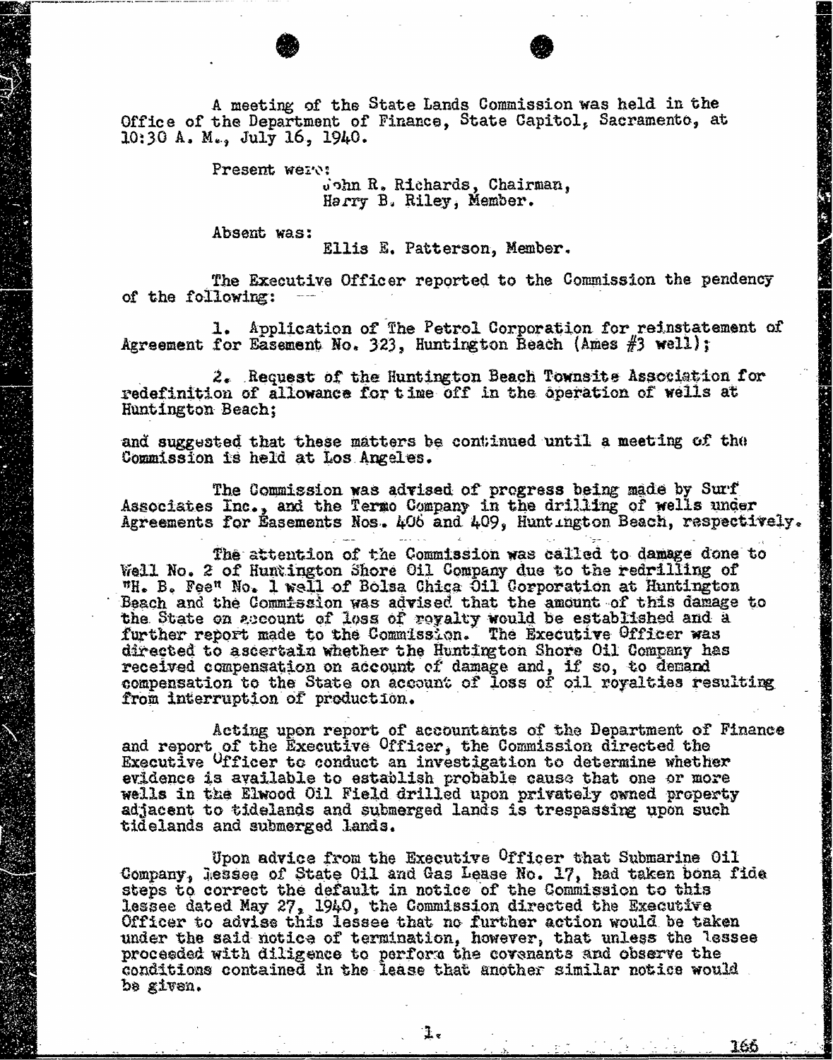A meeting of the State Lands Commission was held in the Office of the Department of Finance, State Capitol, Sacramento, at 10:30 A. M., July 16, 1940.

Present were:
John R. Richards, Chairman,
Harry B. Riley, Member.

Absent was:
Ellis E. Patterson, Member.

The Executive Officer reported to the Commission the pendency of the following:

1. Application of The Petrol Corporation for reinstatement of Agreement for Easement No. 323, Huntington Beach (Ames #3 well);

2. Request of the Huntington Beach Townsite Association for redefinition of allowance for time off in the operation of wells at Huntington Beach;

and suggested that these matters be continued until a meeting of the Commission is held at Los Angeles.

The Commission was advised of progress being made by Surf Associates Inc., and the Termo Company in the drilling of wells under Agreements for Easements Nos. 406 and 409, Huntington Beach, respectively.

The attention of the Commission was called to damage done to Well No. 2 of Huntington Shore Oil Company due to the redrilling of "H. B. Fee" No. 1 well of Bolsa Chica Oil Corporation at Huntington Beach and the Commission was advised that the amount of this damage to the State on account of loss of royalty would be established and a further report made to the Commission. The Executive Officer was directed to ascertain whether the Huntington Shore Oil Company has received compensation on account of damage and, if so, to demand compensation to the State on account of loss of oil royalties resulting from interruption of production.

Acting upon report of accountants of the Department of Finance and report of the Executive Officer, the Commission directed the Executive Officer to conduct an investigation to determine whether evidence is available to establish probable cause that one or more wells in the Elwood Oil Field drilled upon privately owned property adjacent to tidelands and submerged lands is trespassing upon such tidelands and submerged lands.

Upon advice from the Executive Officer that Submarine Oil Company, lessee of State Oil and Gas Lease No. 17, had taken bona fide steps to correct the default in notice of the Commission to this lessee dated May 27, 1940, the Commission directed the Executive Officer to advise this lessee that no further action would be taken under the said notice of termination, however, that unless the lessee proceeded with diligence to perform the covenants and observe the conditions contained in the lease that another similar notice would be given.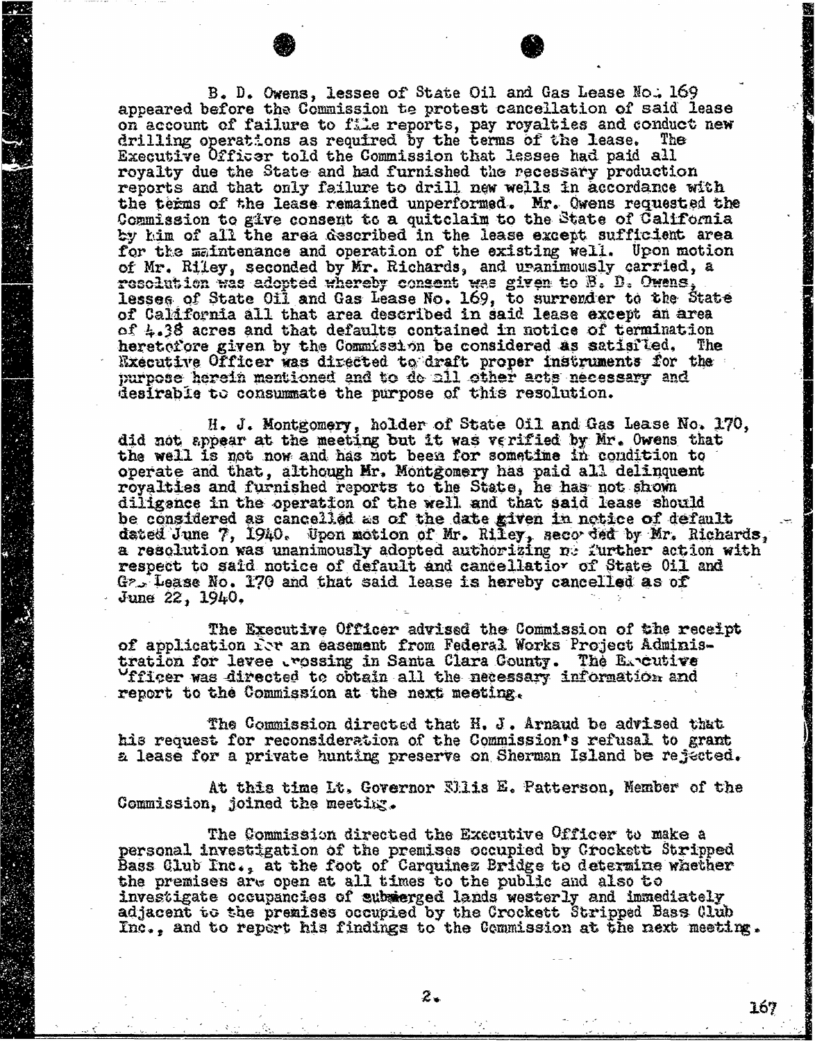B. D. Owens, lessee of State Oil and Gas Lease No. 169 appeared before the Commission to protest cancellation of said lease on account of failure to file reports, pay royalties and conduct new drilling operations as required by the terms of the lease. The Executive Officer told the Commission that lessee had paid all royalty due the State and had furnished the necessary production reports and that only failure to drill new wells in accordance with the terms of the lease remained unperformed. Mr. Owens requested the Commission to give consent to a quitclaim to the State of California by him of all the area described in the lease except sufficient area for the maintenance and operation of the existing well. Upon motion of Mr. Riley, seconded by Mr. Richards, and unanimously carried, a resolution was adopted whereby consent was given to B. D. Owens, lessee of State Oil and Gas Lease No. 169, to surrender to the State of California all that area described in said lease except an area of 4.38 acres and that defaults contained in notice of termination heretofore given by the Commission be considered as satisfied. The Executive Officer was directed to draft proper instruments for the purpose herein mentioned and to do all other acts necessary and desirable to consummate the purpose of this resolution.

H. J. Montgomery, holder of State Oil and Gas Lease No. 170, did not appear at the meeting but it was verified by Mr. Owens that the well is not now and has not been for sometime in condition to operate and that, although Mr. Montgomery has paid all delinquent royalties and furnished reports to the State, he has not shown diligence in the operation of the well and that said lease should be considered as cancelled as of the date given in notice of default dated June 7, 1940. Upon motion of Mr. Riley, seconded by Mr. Richards, a resolution was unanimously adopted authorizing no further action with respect to said notice of default and cancellation of State Oil and Gas Lease No. 170 and that said lease is hereby cancelled as of June 22, 1940.

The Executive Officer advised the Commission of the receipt of application for an easement from Federal Works Project Administration for levee crossing in Santa Clara County. The Executive Officer was directed to obtain all the necessary information and report to the Commission at the next meeting.

The Commission directed that H. J. Arnaud be advised that his request for reconsideration of the Commission's refusal to grant a lease for a private hunting preserve on Sherman Island be rejected.

At this time Lt. Governor Ellis E. Patterson, Member of the Commission, joined the meeting.

The Commission directed the Executive Officer to make a personal investigation of the premises occupied by Crockett Stripped Bass Club Inc., at the foot of Carquinez Bridge to determine whether the premises are open at all times to the public and also to investigate occupancies of submerged lands westerly and immediately adjacent to the premises occupied by the Crockett Stripped Bass Club Inc., and to report his findings to the Commission at the next meeting.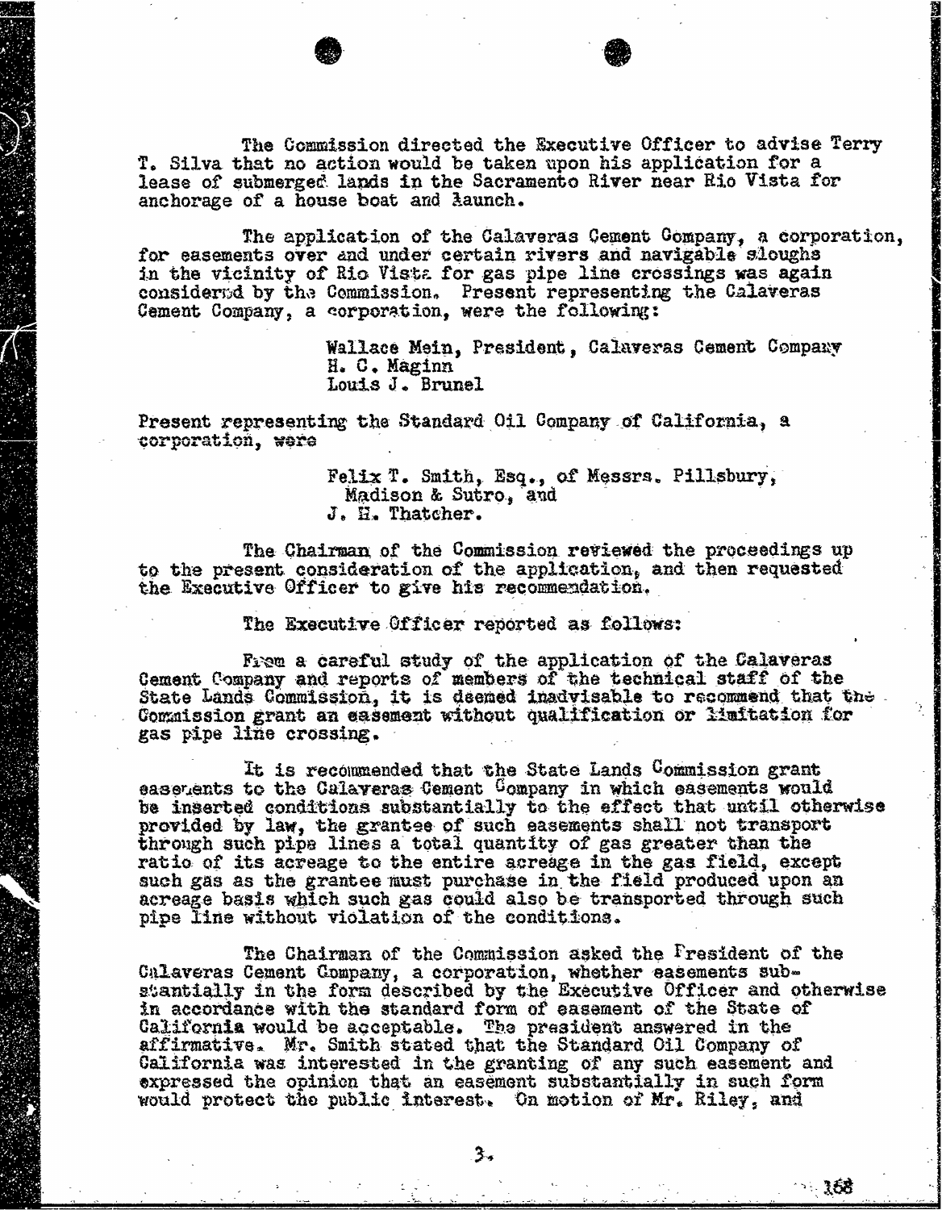The Commission directed the Executive Officer to advise Terry T. Silva that no action would be taken upon his application for a lease of submerged lands in the Sacramento River near Rio Vista for anchorage of a house boat and launch.

The application of the Calaveras Cement Company, a corporation, for easements over and under certain rivers and navigable sloughs in the vicinity of Rio Vista for gas pipe line crossings was again considered by the Commission. Present representing the Calaveras Cement Company, a corporation, were the following:

> Wallace Mein, President, Calaveras Cement Company
> H. C. Maginn
> Louis J. Brunel

Present representing the Standard Oil Company of California, a corporation, were

> Felix T. Smith, Esq., of Messrs. Pillsbury, Madison & Sutro, and
> J. H. Thatcher.

The Chairman of the Commission reviewed the proceedings up to the present consideration of the application, and then requested the Executive Officer to give his recommendation.

The Executive Officer reported as follows:

From a careful study of the application of the Calaveras Cement Company and reports of members of the technical staff of the State Lands Commission, it is deemed inadvisable to recommend that the Commission grant an easement without qualification or limitation for gas pipe line crossing.

It is recommended that the State Lands Commission grant easements to the Calaveras Cement Company in which easements would be inserted conditions substantially to the effect that until otherwise provided by law, the grantee of such easements shall not transport through such pipe lines a total quantity of gas greater than the ratio of its acreage to the entire acreage in the gas field, except such gas as the grantee must purchase in the field produced upon an acreage basis which such gas could also be transported through such pipe line without violation of the conditions.

The Chairman of the Commission asked the President of the Calaveras Cement Company, a corporation, whether easements substantially in the form described by the Executive Officer and otherwise in accordance with the standard form of easement of the State of California would be acceptable. The president answered in the affirmative. Mr. Smith stated that the Standard Oil Company of California was interested in the granting of any such easement and expressed the opinion that an easement substantially in such form would protect the public interest. On motion of Mr. Riley, and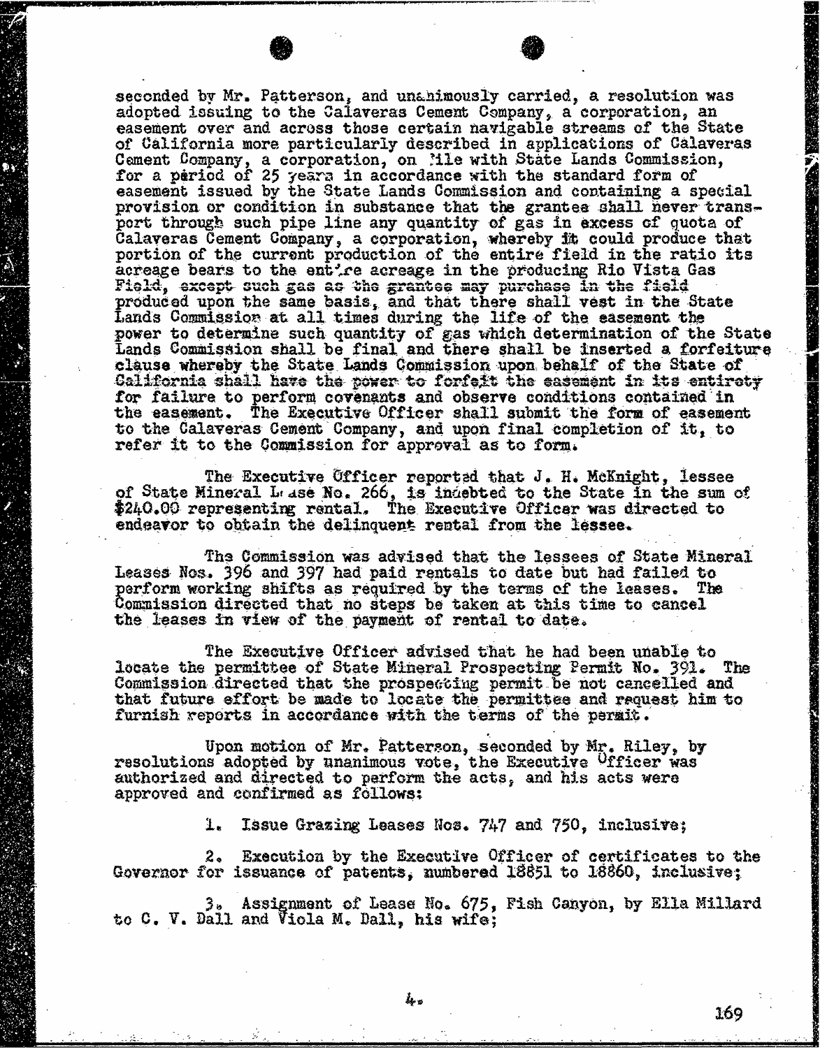seconded by Mr. Patterson, and unanimously carried, a resolution was adopted issuing to the Calaveras Cement Company, a corporation, an easement over and across those certain navigable streams of the State of California more particularly described in applications of Calaveras Cement Company, a corporation, on file with State Lands Commission, for a period of 25 years in accordance with the standard form of easement issued by the State Lands Commission and containing a special provision or condition in substance that the grantee shall never transport through such pipe line any quantity of gas in excess of quota of Calaveras Cement Company, a corporation, whereby it could produce that portion of the current production of the entire field in the ratio its acreage bears to the entire acreage in the producing Rio Vista Gas Field, except such gas as the grantee may purchase in the field produced upon the same basis, and that there shall vest in the State Lands Commission at all times during the life of the easement the power to determine such quantity of gas which determination of the State Lands Commission shall be final and there shall be inserted a forfeiture clause whereby the State Lands Commission upon behalf of the State of California shall have the power to forfeit the easement in its entirety for failure to perform covenants and observe conditions contained in the easement. The Executive Officer shall submit the form of easement to the Calaveras Cement Company, and upon final completion of it, to refer it to the Commission for approval as to form.

The Executive Officer reported that J. H. McKnight, lessee of State Mineral Lease No. 266, is indebted to the State in the sum of $240.00 representing rental. The Executive Officer was directed to endeavor to obtain the delinquent rental from the lessee.

The Commission was advised that the lessees of State Mineral Leases Nos. 396 and 397 had paid rentals to date but had failed to perform working shifts as required by the terms of the leases. The Commission directed that no steps be taken at this time to cancel the leases in view of the payment of rental to date.

The Executive Officer advised that he had been unable to locate the permittee of State Mineral Prospecting Permit No. 391. The Commission directed that the prospecting permit be not cancelled and that future effort be made to locate the permittee and request him to furnish reports in accordance with the terms of the permit.

Upon motion of Mr. Patterson, seconded by Mr. Riley, by resolutions adopted by unanimous vote, the Executive Officer was authorized and directed to perform the acts, and his acts were approved and confirmed as follows:

1. Issue Grazing Leases Nos. 747 and 750, inclusive;

2. Execution by the Executive Officer of certificates to the Governor for issuance of patents, numbered 18851 to 18860, inclusive;

3. Assignment of Lease No. 675, Fish Canyon, by Ella Millard to C. V. Dall and Viola M. Dall, his wife;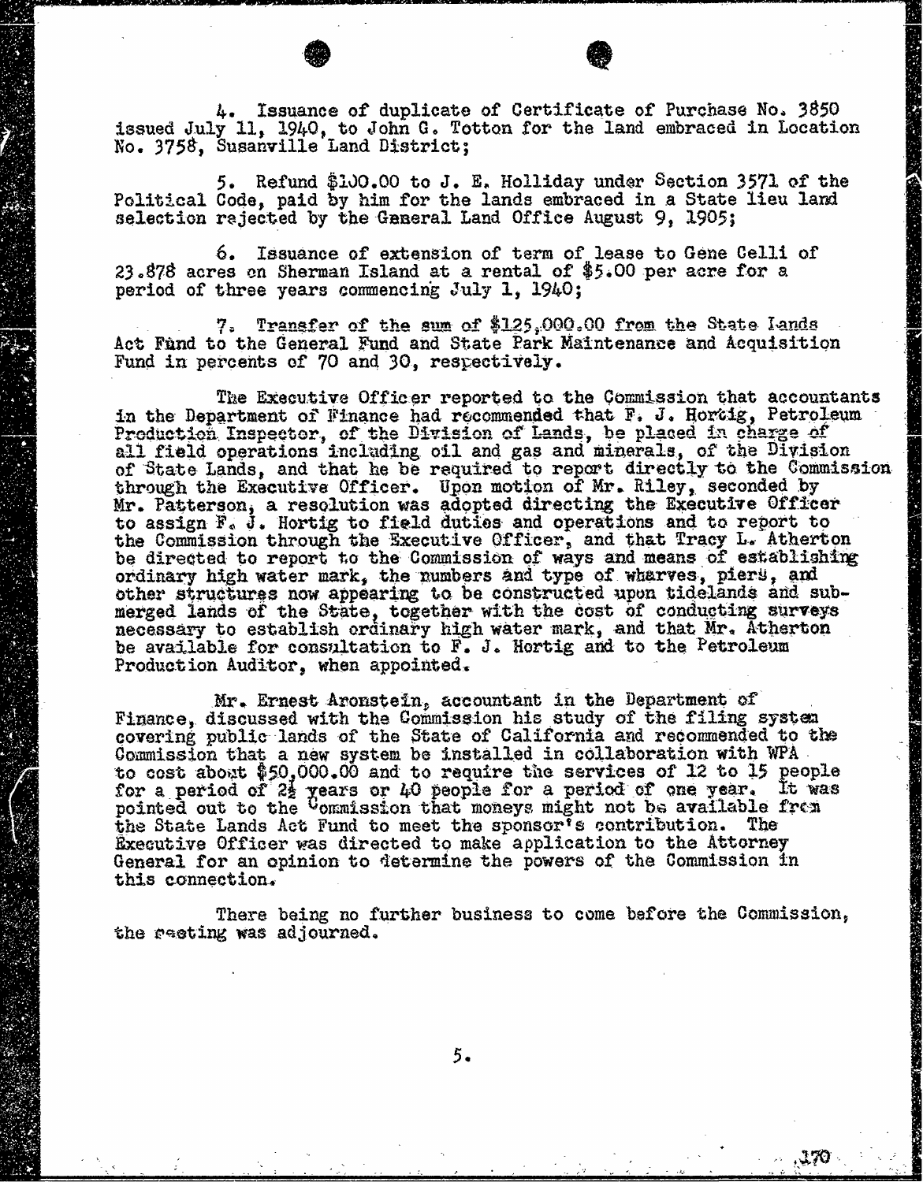4. Issuance of duplicate of Certificate of Purchase No. 3850 issued July 11, 1940, to John G. Totton for the land embraced in Location No. 3758, Susanville Land District;

5. Refund $100.00 to J. E. Holliday under Section 3571 of the Political Code, paid by him for the lands embraced in a State lieu land selection rejected by the General Land Office August 9, 1905;

6. Issuance of extension of term of lease to Gene Celli of 23.878 acres on Sherman Island at a rental of $5.00 per acre for a period of three years commencing July 1, 1940;

7. Transfer of the sum of $125,000.00 from the State Lands Act Fund to the General Fund and State Park Maintenance and Acquisition Fund in percents of 70 and 30, respectively.

The Executive Officer reported to the Commission that accountants in the Department of Finance had recommended that F. J. Hortig, Petroleum Production Inspector, of the Division of Lands, be placed in charge of all field operations including oil and gas and minerals, of the Division of State Lands, and that he be required to report directly to the Commission through the Executive Officer. Upon motion of Mr. Riley, seconded by Mr. Patterson, a resolution was adopted directing the Executive Officer to assign F. J. Hortig to field duties and operations and to report to the Commission through the Executive Officer, and that Tracy L. Atherton be directed to report to the Commission of ways and means of establishing ordinary high water mark, the numbers and type of wharves, piers, and other structures now appearing to be constructed upon tidelands and submerged lands of the State, together with the cost of conducting surveys necessary to establish ordinary high water mark, and that Mr. Atherton be available for consultation to F. J. Hortig and to the Petroleum Production Auditor, when appointed.

Mr. Ernest Aronstein, accountant in the Department of Finance, discussed with the Commission his study of the filing system covering public lands of the State of California and recommended to the Commission that a new system be installed in collaboration with WPA to cost about $50,000.00 and to require the services of 12 to 15 people for a period of 2½ years or 40 people for a period of one year. It was pointed out to the Commission that moneys might not be available from the State Lands Act Fund to meet the sponsor's contribution. The Executive Officer was directed to make application to the Attorney General for an opinion to determine the powers of the Commission in this connection.

There being no further business to come before the Commission, the meeting was adjourned.